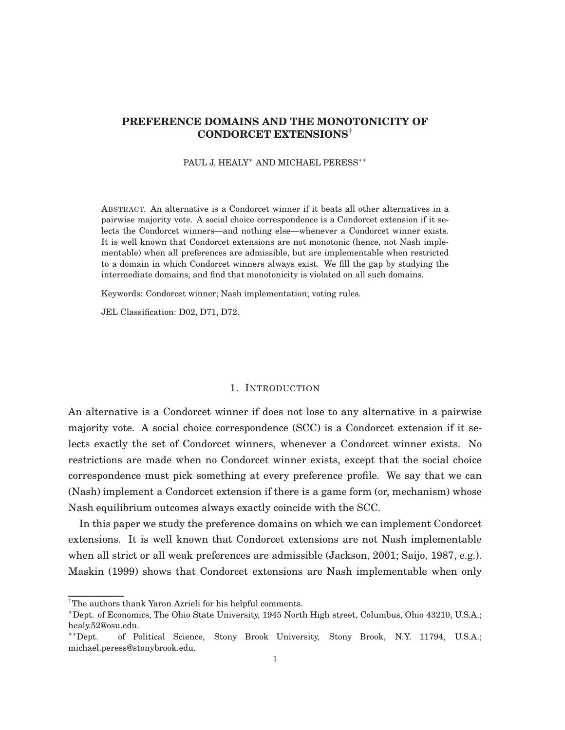# PREFERENCE DOMAINS AND THE MONOTONICITY OF CONDORCET EXTENSIONS[†]

PAUL J. HEALY[*] AND MICHAEL PERESS[**]

ABSTRACT. An alternative is a Condorcet winner if it beats all other alternatives in a pairwise majority vote. A social choice correspondence is a Condorcet extension if it selects the Condorcet winners—and nothing else—whenever a Condorcet winner exists. It is well known that Condorcet extensions are not monotonic (hence, not Nash implementable) when all preferences are admissible, but are implementable when restricted to a domain in which Condorcet winners always exist. We fill the gap by studying the intermediate domains, and find that monotonicity is violated on all such domains.

Keywords: Condorcet winner; Nash implementation; voting rules.

JEL Classification: D02, D71, D72.

## 1. INTRODUCTION

An alternative is a Condorcet winner if does not lose to any alternative in a pairwise majority vote. A social choice correspondence (SCC) is a Condorcet extension if it selects exactly the set of Condorcet winners, whenever a Condorcet winner exists. No restrictions are made when no Condorcet winner exists, except that the social choice correspondence must pick something at every preference profile. We say that we can (Nash) implement a Condorcet extension if there is a game form (or, mechanism) whose Nash equilibrium outcomes always exactly coincide with the SCC.

In this paper we study the preference domains on which we can implement Condorcet extensions. It is well known that Condorcet extensions are not Nash implementable when all strict or all weak preferences are admissible (Jackson, 2001; Saijo, 1987, e.g.). Maskin (1999) shows that Condorcet extensions are Nash implementable when only

---

[†]The authors thank Yaron Azrieli for his helpful comments.

[*]Dept. of Economics, The Ohio State University, 1945 North High street, Columbus, Ohio 43210, U.S.A.; healy.52@osu.edu.

[**]Dept. of Political Science, Stony Brook University, Stony Brook, N.Y. 11794, U.S.A.; michael.peress@stonybrook.edu.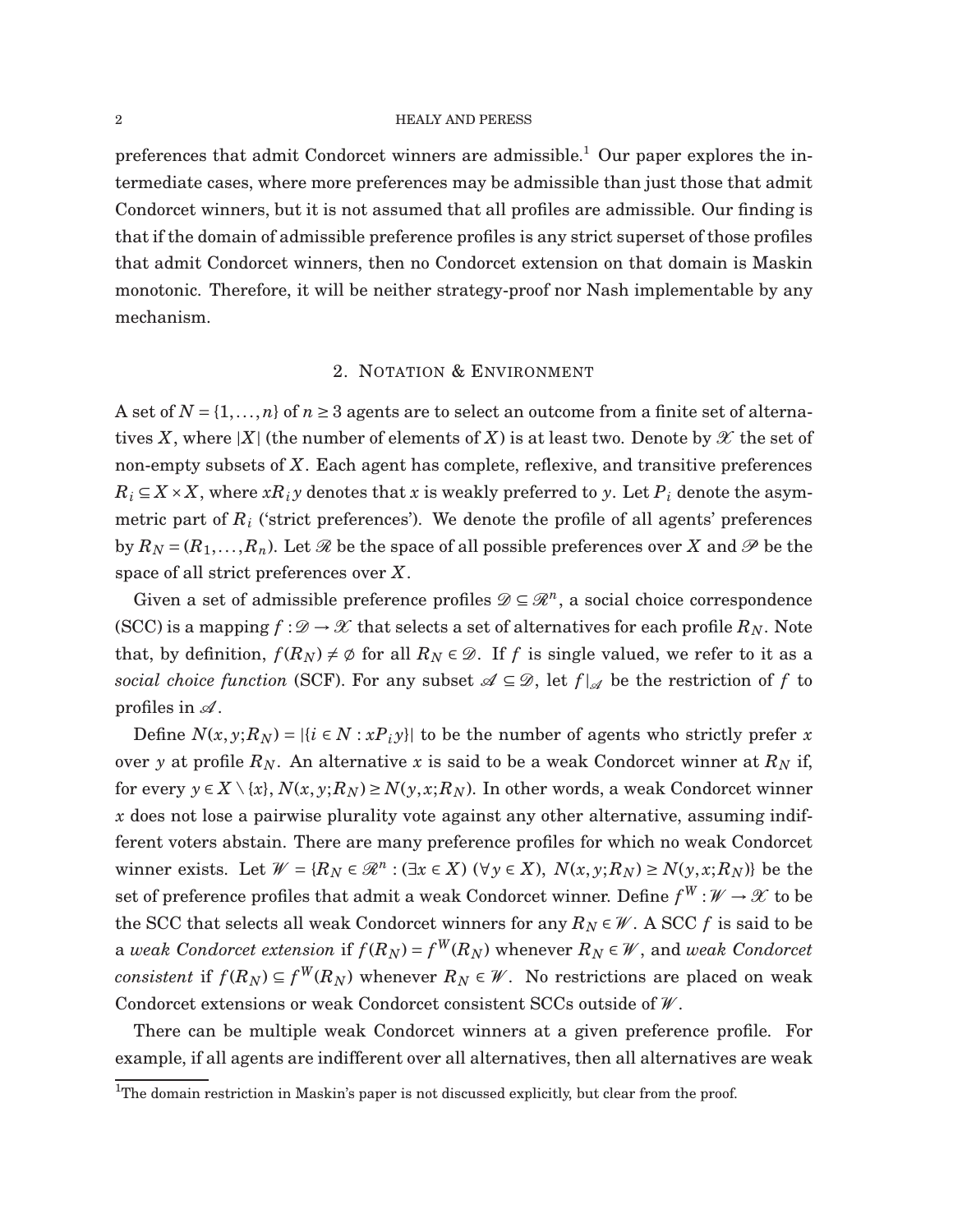preferences that admit Condorcet winners are admissible.[1] Our paper explores the intermediate cases, where more preferences may be admissible than just those that admit Condorcet winners, but it is not assumed that all profiles are admissible. Our finding is that if the domain of admissible preference profiles is any strict superset of those profiles that admit Condorcet winners, then no Condorcet extension on that domain is Maskin monotonic. Therefore, it will be neither strategy-proof nor Nash implementable by any mechanism.

## 2. Notation & Environment

A set of $N = \{1, \ldots, n\}$ of $n \geq 3$ agents are to select an outcome from a finite set of alternatives $X$, where $|X|$ (the number of elements of $X$) is at least two. Denote by $\mathscr{X}$ the set of non-empty subsets of $X$. Each agent has complete, reflexive, and transitive preferences $R_i \subseteq X \times X$, where $xR_iy$ denotes that $x$ is weakly preferred to $y$. Let $P_i$ denote the asymmetric part of $R_i$ ('strict preferences'). We denote the profile of all agents' preferences by $R_N = (R_1, \ldots, R_n)$. Let $\mathscr{R}$ be the space of all possible preferences over $X$ and $\mathscr{P}$ be the space of all strict preferences over $X$.

Given a set of admissible preference profiles $\mathscr{D} \subseteq \mathscr{R}^n$, a social choice correspondence (SCC) is a mapping $f : \mathscr{D} \to \mathscr{X}$ that selects a set of alternatives for each profile $R_N$. Note that, by definition, $f(R_N) \neq \emptyset$ for all $R_N \in \mathscr{D}$. If $f$ is single valued, we refer to it as a *social choice function* (SCF). For any subset $\mathscr{A} \subseteq \mathscr{D}$, let $f|_{\mathscr{A}}$ be the restriction of $f$ to profiles in $\mathscr{A}$.

Define $N(x, y; R_N) = |\{i \in N : xP_iy\}|$ to be the number of agents who strictly prefer $x$ over $y$ at profile $R_N$. An alternative $x$ is said to be a weak Condorcet winner at $R_N$ if, for every $y \in X \setminus \{x\}$, $N(x, y; R_N) \geq N(y, x; R_N)$. In other words, a weak Condorcet winner $x$ does not lose a pairwise plurality vote against any other alternative, assuming indifferent voters abstain. There are many preference profiles for which no weak Condorcet winner exists. Let $\mathscr{W} = \{R_N \in \mathscr{R}^n : (\exists x \in X)\ (\forall y \in X),\ N(x, y; R_N) \geq N(y, x; R_N)\}$ be the set of preference profiles that admit a weak Condorcet winner. Define $f^W : \mathscr{W} \to \mathscr{X}$ to be the SCC that selects all weak Condorcet winners for any $R_N \in \mathscr{W}$. A SCC $f$ is said to be a *weak Condorcet extension* if $f(R_N) = f^W(R_N)$ whenever $R_N \in \mathscr{W}$, and *weak Condorcet consistent* if $f(R_N) \subseteq f^W(R_N)$ whenever $R_N \in \mathscr{W}$. No restrictions are placed on weak Condorcet extensions or weak Condorcet consistent SCCs outside of $\mathscr{W}$.

There can be multiple weak Condorcet winners at a given preference profile. For example, if all agents are indifferent over all alternatives, then all alternatives are weak

[1] The domain restriction in Maskin's paper is not discussed explicitly, but clear from the proof.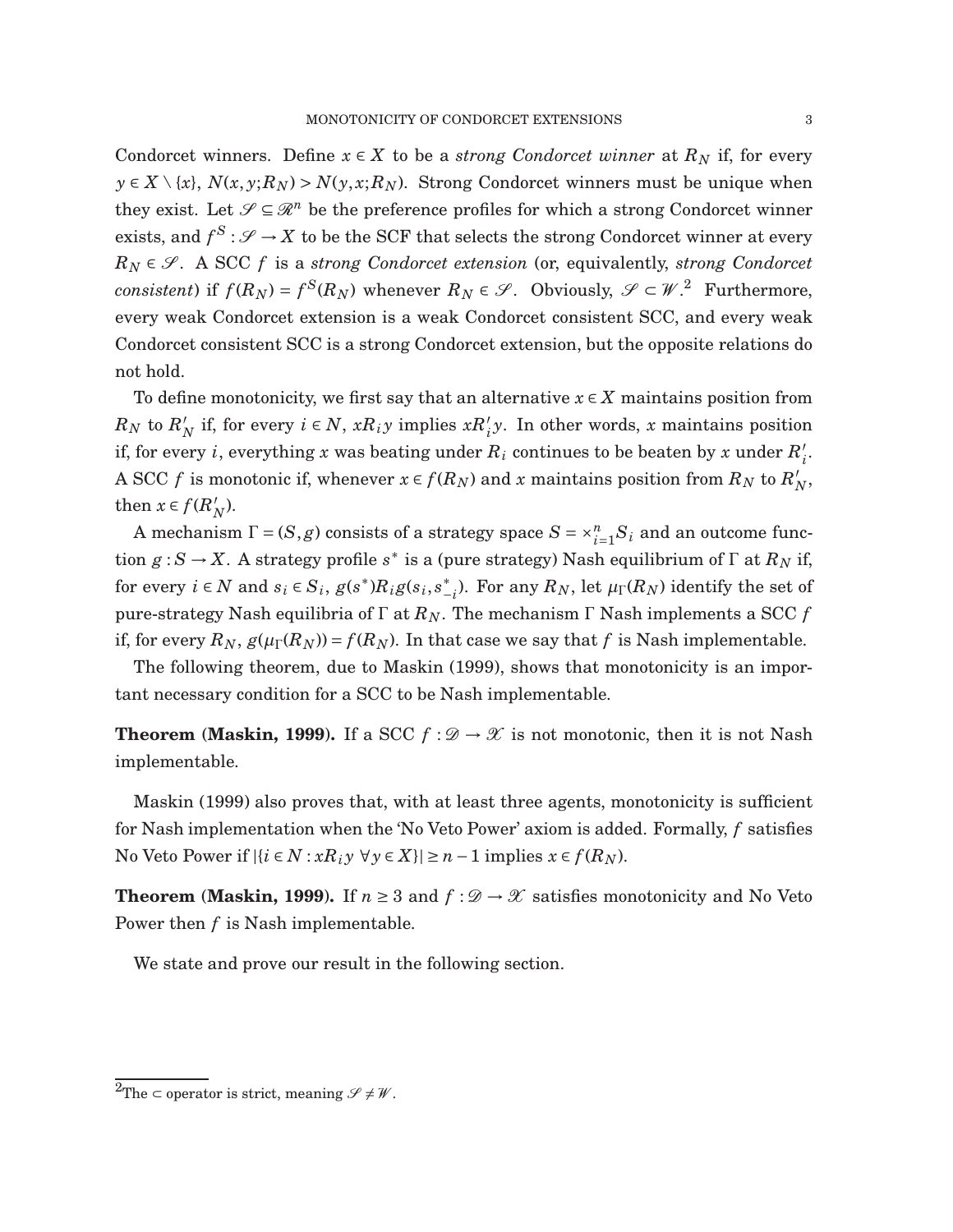Condorcet winners. Define $x \in X$ to be a *strong Condorcet winner* at $R_N$ if, for every $y \in X \setminus \{x\}$, $N(x,y;R_N) > N(y,x;R_N)$. Strong Condorcet winners must be unique when they exist. Let $\mathscr{S} \subseteq \mathscr{R}^n$ be the preference profiles for which a strong Condorcet winner exists, and $f^S : \mathscr{S} \to X$ to be the SCF that selects the strong Condorcet winner at every $R_N \in \mathscr{S}$. A SCC $f$ is a *strong Condorcet extension* (or, equivalently, *strong Condorcet consistent*) if $f(R_N) = f^S(R_N)$ whenever $R_N \in \mathscr{S}$. Obviously, $\mathscr{S} \subset \mathscr{W}$.[2] Furthermore, every weak Condorcet extension is a weak Condorcet consistent SCC, and every weak Condorcet consistent SCC is a strong Condorcet extension, but the opposite relations do not hold.

To define monotonicity, we first say that an alternative $x \in X$ maintains position from $R_N$ to $R'_N$ if, for every $i \in N$, $xR_iy$ implies $xR'_iy$. In other words, $x$ maintains position if, for every $i$, everything $x$ was beating under $R_i$ continues to be beaten by $x$ under $R'_i$. A SCC $f$ is monotonic if, whenever $x \in f(R_N)$ and $x$ maintains position from $R_N$ to $R'_N$, then $x \in f(R'_N)$.

A mechanism $\Gamma = (S,g)$ consists of a strategy space $S = \times_{i=1}^n S_i$ and an outcome function $g : S \to X$. A strategy profile $s^*$ is a (pure strategy) Nash equilibrium of $\Gamma$ at $R_N$ if, for every $i \in N$ and $s_i \in S_i$, $g(s^*)R_i g(s_i, s^*_{-i})$. For any $R_N$, let $\mu_\Gamma(R_N)$ identify the set of pure-strategy Nash equilibria of $\Gamma$ at $R_N$. The mechanism $\Gamma$ Nash implements a SCC $f$ if, for every $R_N$, $g(\mu_\Gamma(R_N)) = f(R_N)$. In that case we say that $f$ is Nash implementable.

The following theorem, due to Maskin (1999), shows that monotonicity is an important necessary condition for a SCC to be Nash implementable.

**Theorem (Maskin, 1999).** If a SCC $f : \mathscr{D} \to \mathscr{X}$ is not monotonic, then it is not Nash implementable.

Maskin (1999) also proves that, with at least three agents, monotonicity is sufficient for Nash implementation when the 'No Veto Power' axiom is added. Formally, $f$ satisfies No Veto Power if $|\{i \in N : xR_iy \ \forall y \in X\}| \geq n-1$ implies $x \in f(R_N)$.

**Theorem (Maskin, 1999).** If $n \geq 3$ and $f : \mathscr{D} \to \mathscr{X}$ satisfies monotonicity and No Veto Power then $f$ is Nash implementable.

We state and prove our result in the following section.

[2] The $\subset$ operator is strict, meaning $\mathscr{S} \neq \mathscr{W}$.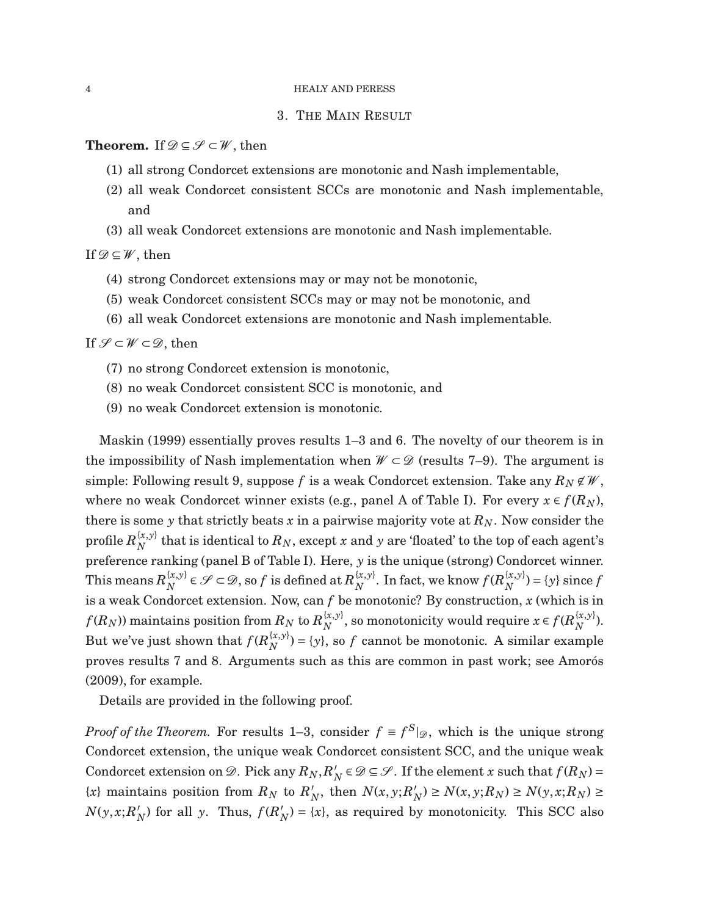## 3. The Main Result

**Theorem.** If $\mathscr{D} \subseteq \mathscr{S} \subset \mathscr{W}$, then

1. all strong Condorcet extensions are monotonic and Nash implementable,
2. all weak Condorcet consistent SCCs are monotonic and Nash implementable, and
3. all weak Condorcet extensions are monotonic and Nash implementable.

If $\mathscr{D} \subseteq \mathscr{W}$, then

4. strong Condorcet extensions may or may not be monotonic,
5. weak Condorcet consistent SCCs may or may not be monotonic, and
6. all weak Condorcet extensions are monotonic and Nash implementable.

If $\mathscr{S} \subset \mathscr{W} \subset \mathscr{D}$, then

7. no strong Condorcet extension is monotonic,
8. no weak Condorcet consistent SCC is monotonic, and
9. no weak Condorcet extension is monotonic.

Maskin (1999) essentially proves results 1–3 and 6. The novelty of our theorem is in the impossibility of Nash implementation when $\mathscr{W} \subset \mathscr{D}$ (results 7–9). The argument is simple: Following result 9, suppose $f$ is a weak Condorcet extension. Take any $R_N \notin \mathscr{W}$, where no weak Condorcet winner exists (e.g., panel A of Table I). For every $x \in f(R_N)$, there is some $y$ that strictly beats $x$ in a pairwise majority vote at $R_N$. Now consider the profile $R_N^{\{x,y\}}$ that is identical to $R_N$, except $x$ and $y$ are 'floated' to the top of each agent's preference ranking (panel B of Table I). Here, $y$ is the unique (strong) Condorcet winner. This means $R_N^{\{x,y\}} \in \mathscr{S} \subset \mathscr{D}$, so $f$ is defined at $R_N^{\{x,y\}}$. In fact, we know $f(R_N^{\{x,y\}}) = \{y\}$ since $f$ is a weak Condorcet extension. Now, can $f$ be monotonic? By construction, $x$ (which is in $f(R_N)$) maintains position from $R_N$ to $R_N^{\{x,y\}}$, so monotonicity would require $x \in f(R_N^{\{x,y\}})$. But we've just shown that $f(R_N^{\{x,y\}}) = \{y\}$, so $f$ cannot be monotonic. A similar example proves results 7 and 8. Arguments such as this are common in past work; see Amorós (2009), for example.

Details are provided in the following proof.

*Proof of the Theorem.* For results 1–3, consider $f \equiv f^S|_{\mathscr{D}}$, which is the unique strong Condorcet extension, the unique weak Condorcet consistent SCC, and the unique weak Condorcet extension on $\mathscr{D}$. Pick any $R_N, R'_N \in \mathscr{D} \subseteq \mathscr{S}$. If the element $x$ such that $f(R_N) = \{x\}$ maintains position from $R_N$ to $R'_N$, then $N(x,y;R'_N) \geq N(x,y;R_N) \geq N(y,x;R_N) \geq N(y,x;R'_N)$ for all $y$. Thus, $f(R'_N) = \{x\}$, as required by monotonicity. This SCC also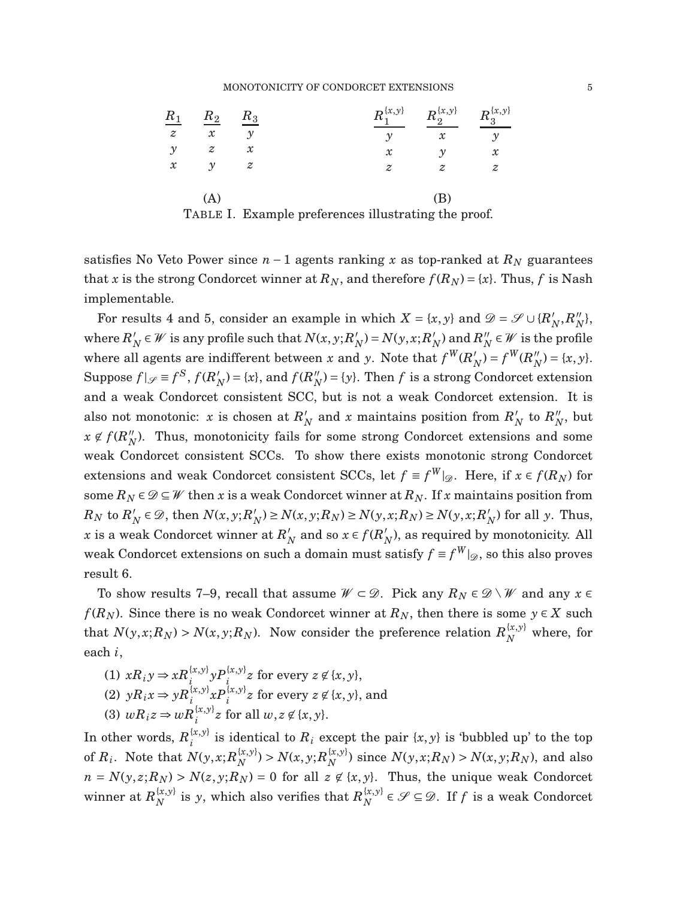| $R_1$ | $R_2$ | $R_3$ |
|---|---|---|
| $z$ | $x$ | $y$ |
| $y$ | $z$ | $x$ |
| $x$ | $y$ | $z$ |

(A)

| $R_1^{\{x,y\}}$ | $R_2^{\{x,y\}}$ | $R_3^{\{x,y\}}$ |
|---|---|---|
| $y$ | $x$ | $y$ |
| $x$ | $y$ | $x$ |
| $z$ | $z$ | $z$ |

(B)

TABLE I. Example preferences illustrating the proof.

satisfies No Veto Power since $n-1$ agents ranking $x$ as top-ranked at $R_N$ guarantees that $x$ is the strong Condorcet winner at $R_N$, and therefore $f(R_N) = \{x\}$. Thus, $f$ is Nash implementable.

For results 4 and 5, consider an example in which $X = \{x, y\}$ and $\mathscr{D} = \mathscr{S} \cup \{R'_N, R''_N\}$, where $R'_N \in \mathscr{W}$ is any profile such that $N(x, y; R'_N) = N(y, x; R'_N)$ and $R''_N \in \mathscr{W}$ is the profile where all agents are indifferent between $x$ and $y$. Note that $f^W(R'_N) = f^W(R''_N) = \{x, y\}$. Suppose $f|_{\mathscr{S}} \equiv f^S$, $f(R'_N) = \{x\}$, and $f(R''_N) = \{y\}$. Then $f$ is a strong Condorcet extension and a weak Condorcet consistent SCC, but is not a weak Condorcet extension. It is also not monotonic: $x$ is chosen at $R'_N$ and $x$ maintains position from $R'_N$ to $R''_N$, but $x \notin f(R''_N)$. Thus, monotonicity fails for some strong Condorcet extensions and some weak Condorcet consistent SCCs. To show there exists monotonic strong Condorcet extensions and weak Condorcet consistent SCCs, let $f \equiv f^W|_{\mathscr{D}}$. Here, if $x \in f(R_N)$ for some $R_N \in \mathscr{D} \subseteq \mathscr{W}$ then $x$ is a weak Condorcet winner at $R_N$. If $x$ maintains position from $R_N$ to $R'_N \in \mathscr{D}$, then $N(x, y; R'_N) \geq N(x, y; R_N) \geq N(y, x; R_N) \geq N(y, x; R'_N)$ for all $y$. Thus, $x$ is a weak Condorcet winner at $R'_N$ and so $x \in f(R'_N)$, as required by monotonicity. All weak Condorcet extensions on such a domain must satisfy $f \equiv f^W|_{\mathscr{D}}$, so this also proves result 6.

To show results 7–9, recall that assume $\mathscr{W} \subset \mathscr{D}$. Pick any $R_N \in \mathscr{D} \setminus \mathscr{W}$ and any $x \in f(R_N)$. Since there is no weak Condorcet winner at $R_N$, then there is some $y \in X$ such that $N(y, x; R_N) > N(x, y; R_N)$. Now consider the preference relation $R_N^{\{x,y\}}$ where, for each $i$,

(1) $xR_i y \Rightarrow xR_i^{\{x,y\}} yP_i^{\{x,y\}} z$ for every $z \notin \{x, y\}$,
(2) $yR_i x \Rightarrow yR_i^{\{x,y\}} xP_i^{\{x,y\}} z$ for every $z \notin \{x, y\}$, and
(3) $wR_i z \Rightarrow wR_i^{\{x,y\}} z$ for all $w, z \notin \{x, y\}$.

In other words, $R_i^{\{x,y\}}$ is identical to $R_i$ except the pair $\{x, y\}$ is 'bubbled up' to the top of $R_i$. Note that $N(y, x; R_N^{\{x,y\}}) > N(x, y; R_N^{\{x,y\}})$ since $N(y, x; R_N) > N(x, y; R_N)$, and also $n = N(y, z; R_N) > N(z, y; R_N) = 0$ for all $z \notin \{x, y\}$. Thus, the unique weak Condorcet winner at $R_N^{\{x,y\}}$ is $y$, which also verifies that $R_N^{\{x,y\}} \in \mathscr{S} \subseteq \mathscr{D}$. If $f$ is a weak Condorcet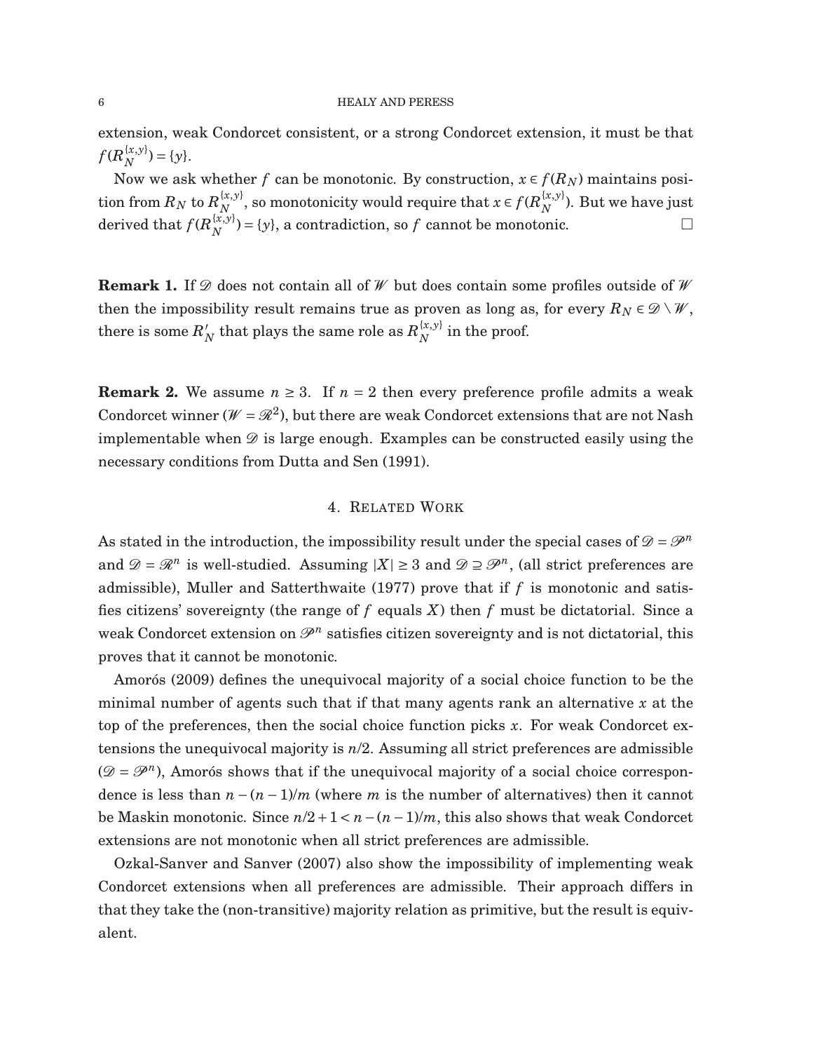extension, weak Condorcet consistent, or a strong Condorcet extension, it must be that $f(R_N^{\{x,y\}}) = \{y\}$.

Now we ask whether $f$ can be monotonic. By construction, $x \in f(R_N)$ maintains position from $R_N$ to $R_N^{\{x,y\}}$, so monotonicity would require that $x \in f(R_N^{\{x,y\}})$. But we have just derived that $f(R_N^{\{x,y\}}) = \{y\}$, a contradiction, so $f$ cannot be monotonic. □

**Remark 1.** If $\mathscr{D}$ does not contain all of $\mathscr{W}$ but does contain some profiles outside of $\mathscr{W}$ then the impossibility result remains true as proven as long as, for every $R_N \in \mathscr{D} \setminus \mathscr{W}$, there is some $R'_N$ that plays the same role as $R_N^{\{x,y\}}$ in the proof.

**Remark 2.** We assume $n \geq 3$. If $n = 2$ then every preference profile admits a weak Condorcet winner ($\mathscr{W} = \mathscr{R}^2$), but there are weak Condorcet extensions that are not Nash implementable when $\mathscr{D}$ is large enough. Examples can be constructed easily using the necessary conditions from Dutta and Sen (1991).

## 4. Related Work

As stated in the introduction, the impossibility result under the special cases of $\mathscr{D} = \mathscr{P}^n$ and $\mathscr{D} = \mathscr{R}^n$ is well-studied. Assuming $|X| \geq 3$ and $\mathscr{D} \supseteq \mathscr{P}^n$, (all strict preferences are admissible), Muller and Satterthwaite (1977) prove that if $f$ is monotonic and satisfies citizens' sovereignty (the range of $f$ equals $X$) then $f$ must be dictatorial. Since a weak Condorcet extension on $\mathscr{P}^n$ satisfies citizen sovereignty and is not dictatorial, this proves that it cannot be monotonic.

Amorós (2009) defines the unequivocal majority of a social choice function to be the minimal number of agents such that if that many agents rank an alternative $x$ at the top of the preferences, then the social choice function picks $x$. For weak Condorcet extensions the unequivocal majority is $n/2$. Assuming all strict preferences are admissible ($\mathscr{D} = \mathscr{P}^n$), Amorós shows that if the unequivocal majority of a social choice correspondence is less than $n - (n-1)/m$ (where $m$ is the number of alternatives) then it cannot be Maskin monotonic. Since $n/2 + 1 < n - (n-1)/m$, this also shows that weak Condorcet extensions are not monotonic when all strict preferences are admissible.

Ozkal-Sanver and Sanver (2007) also show the impossibility of implementing weak Condorcet extensions when all preferences are admissible. Their approach differs in that they take the (non-transitive) majority relation as primitive, but the result is equivalent.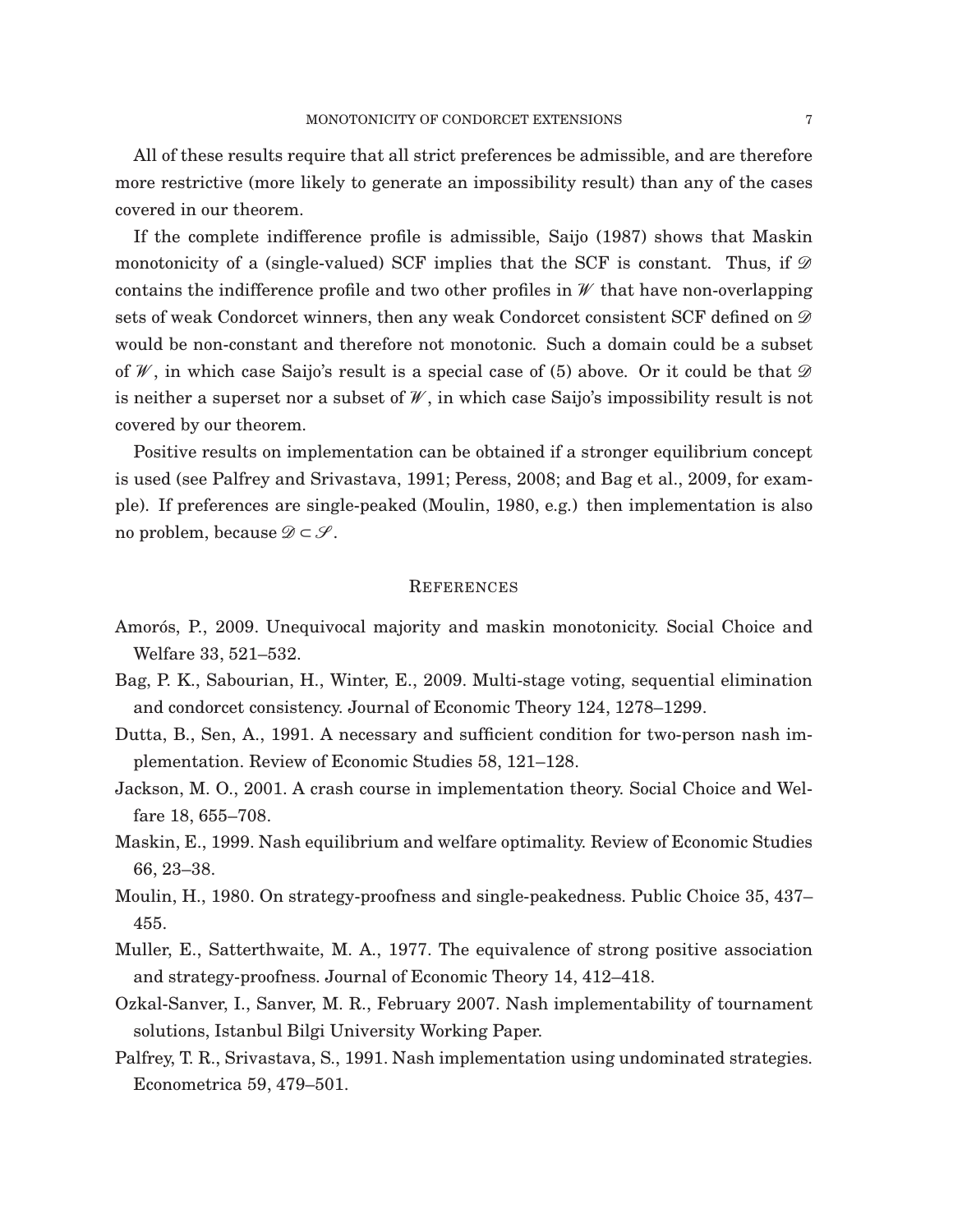All of these results require that all strict preferences be admissible, and are therefore more restrictive (more likely to generate an impossibility result) than any of the cases covered in our theorem.

If the complete indifference profile is admissible, Saijo (1987) shows that Maskin monotonicity of a (single-valued) SCF implies that the SCF is constant. Thus, if $\mathscr{D}$ contains the indifference profile and two other profiles in $\mathscr{W}$ that have non-overlapping sets of weak Condorcet winners, then any weak Condorcet consistent SCF defined on $\mathscr{D}$ would be non-constant and therefore not monotonic. Such a domain could be a subset of $\mathscr{W}$, in which case Saijo's result is a special case of (5) above. Or it could be that $\mathscr{D}$ is neither a superset nor a subset of $\mathscr{W}$, in which case Saijo's impossibility result is not covered by our theorem.

Positive results on implementation can be obtained if a stronger equilibrium concept is used (see Palfrey and Srivastava, 1991; Peress, 2008; and Bag et al., 2009, for example). If preferences are single-peaked (Moulin, 1980, e.g.) then implementation is also no problem, because $\mathscr{D} \subset \mathscr{S}$.

## References

- Amorós, P., 2009. Unequivocal majority and maskin monotonicity. Social Choice and Welfare 33, 521–532.
- Bag, P. K., Sabourian, H., Winter, E., 2009. Multi-stage voting, sequential elimination and condorcet consistency. Journal of Economic Theory 124, 1278–1299.
- Dutta, B., Sen, A., 1991. A necessary and sufficient condition for two-person nash implementation. Review of Economic Studies 58, 121–128.
- Jackson, M. O., 2001. A crash course in implementation theory. Social Choice and Welfare 18, 655–708.
- Maskin, E., 1999. Nash equilibrium and welfare optimality. Review of Economic Studies 66, 23–38.
- Moulin, H., 1980. On strategy-proofness and single-peakedness. Public Choice 35, 437–455.
- Muller, E., Satterthwaite, M. A., 1977. The equivalence of strong positive association and strategy-proofness. Journal of Economic Theory 14, 412–418.
- Ozkal-Sanver, I., Sanver, M. R., February 2007. Nash implementability of tournament solutions, Istanbul Bilgi University Working Paper.
- Palfrey, T. R., Srivastava, S., 1991. Nash implementation using undominated strategies. Econometrica 59, 479–501.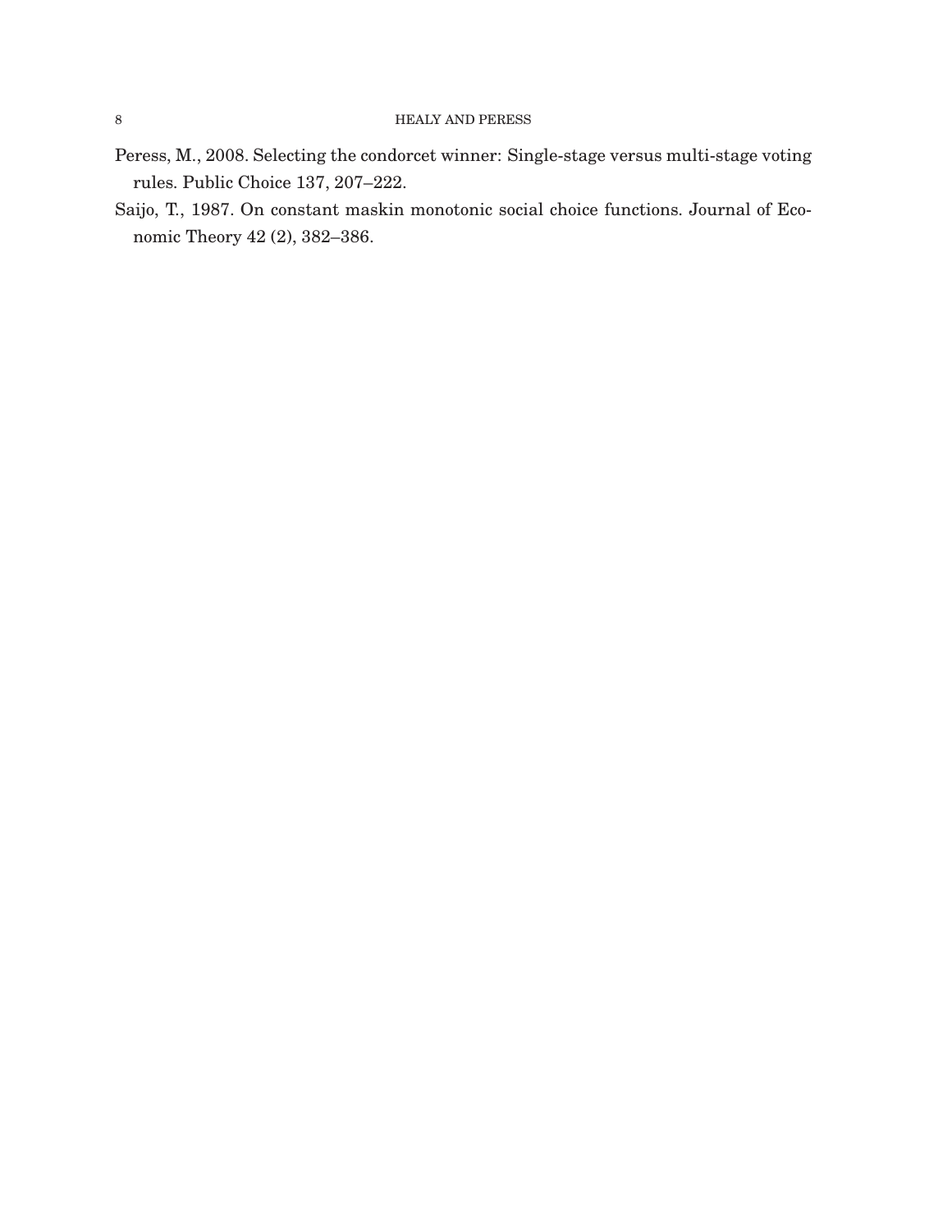Peress, M., 2008. Selecting the condorcet winner: Single-stage versus multi-stage voting rules. Public Choice 137, 207–222.

Saijo, T., 1987. On constant maskin monotonic social choice functions. Journal of Economic Theory 42 (2), 382–386.